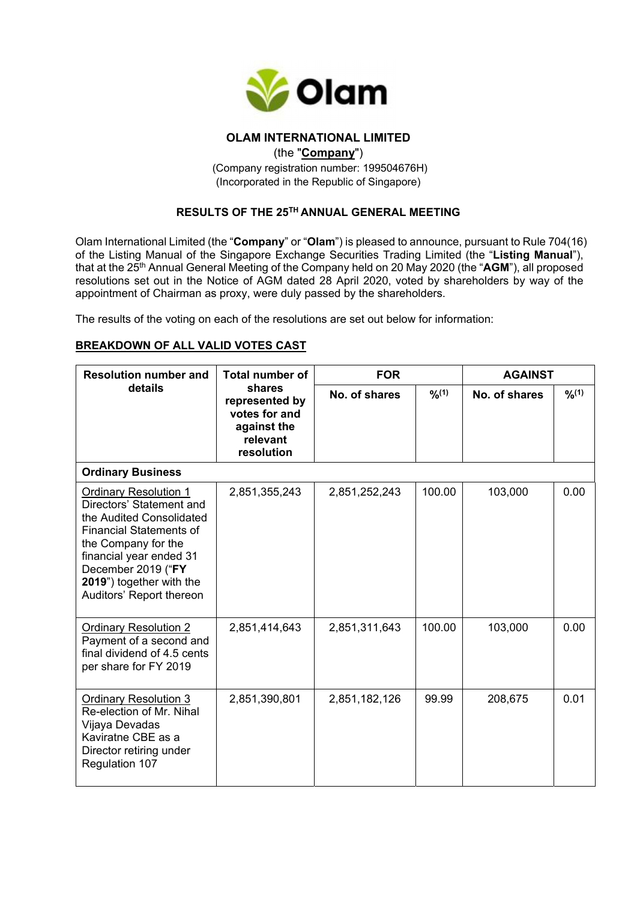**OLAM INTERNATIONAL LIMITED**

(the "**Company**")

(Company registration number: 199504676H)

(Incorporated in the Republic of Singapore)

**RESULTS OF THE 25TH ANNUAL GENERAL MEETING**

Olam International Limited (the "**Company**" or "**Olam**") is pleased to announce, pursuant to Rule 704(16) of the Listing Manual of the Singapore Exchange Securities Trading Limited (the "**Listing Manual**"), that at the 25th Annual General Meeting of the Company held on 20 May 2020 (the "**AGM**"), all proposed resolutions set out in the Notice of AGM dated 28 April 2020, voted by shareholders by way of the appointment of Chairman as proxy, were duly passed by the shareholders.

The results of the voting on each of the resolutions are set out below for information:

**BREAKDOWN OF ALL VALID VOTES CAST**

| Resolution number and details | Total number of shares represented by votes for and against the relevant resolution | FOR | | AGAINST | |
|---|---|---|---|---|---|
| | | No. of shares | %(1) | No. of shares | %(1) |
| **Ordinary Business** | | | | | |
| Ordinary Resolution 1 Directors' Statement and the Audited Consolidated Financial Statements of the Company for the financial year ended 31 December 2019 ("**FY 2019**") together with the Auditors' Report thereon | 2,851,355,243 | 2,851,252,243 | 100.00 | 103,000 | 0.00 |
| Ordinary Resolution 2 Payment of a second and final dividend of 4.5 cents per share for FY 2019 | 2,851,414,643 | 2,851,311,643 | 100.00 | 103,000 | 0.00 |
| Ordinary Resolution 3 Re-election of Mr. Nihal Vijaya Devadas Kaviratne CBE as a Director retiring under Regulation 107 | 2,851,390,801 | 2,851,182,126 | 99.99 | 208,675 | 0.01 |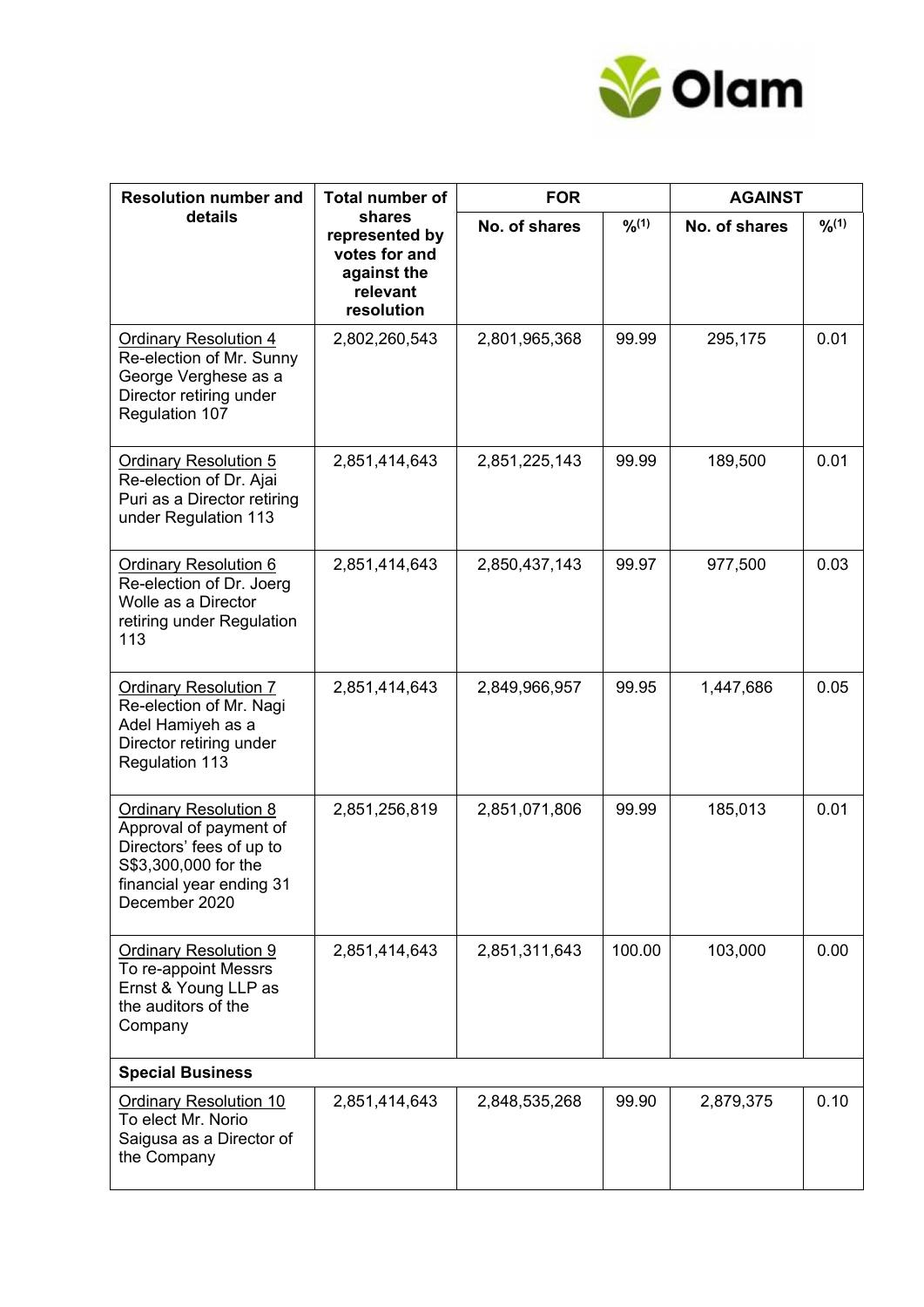| Resolution number and details | Total number of shares represented by votes for and against the relevant resolution | FOR | | AGAINST | |
|---|---|---|---|---|---|
| | | No. of shares | %(1) | No. of shares | %(1) |
| Ordinary Resolution 4 Re-election of Mr. Sunny George Verghese as a Director retiring under Regulation 107 | 2,802,260,543 | 2,801,965,368 | 99.99 | 295,175 | 0.01 |
| Ordinary Resolution 5 Re-election of Dr. Ajai Puri as a Director retiring under Regulation 113 | 2,851,414,643 | 2,851,225,143 | 99.99 | 189,500 | 0.01 |
| Ordinary Resolution 6 Re-election of Dr. Joerg Wolle as a Director retiring under Regulation 113 | 2,851,414,643 | 2,850,437,143 | 99.97 | 977,500 | 0.03 |
| Ordinary Resolution 7 Re-election of Mr. Nagi Adel Hamiyeh as a Director retiring under Regulation 113 | 2,851,414,643 | 2,849,966,957 | 99.95 | 1,447,686 | 0.05 |
| Ordinary Resolution 8 Approval of payment of Directors' fees of up to S$3,300,000 for the financial year ending 31 December 2020 | 2,851,256,819 | 2,851,071,806 | 99.99 | 185,013 | 0.01 |
| Ordinary Resolution 9 To re-appoint Messrs Ernst & Young LLP as the auditors of the Company | 2,851,414,643 | 2,851,311,643 | 100.00 | 103,000 | 0.00 |
| **Special Business** | | | | | |
| Ordinary Resolution 10 To elect Mr. Norio Saigusa as a Director of the Company | 2,851,414,643 | 2,848,535,268 | 99.90 | 2,879,375 | 0.10 |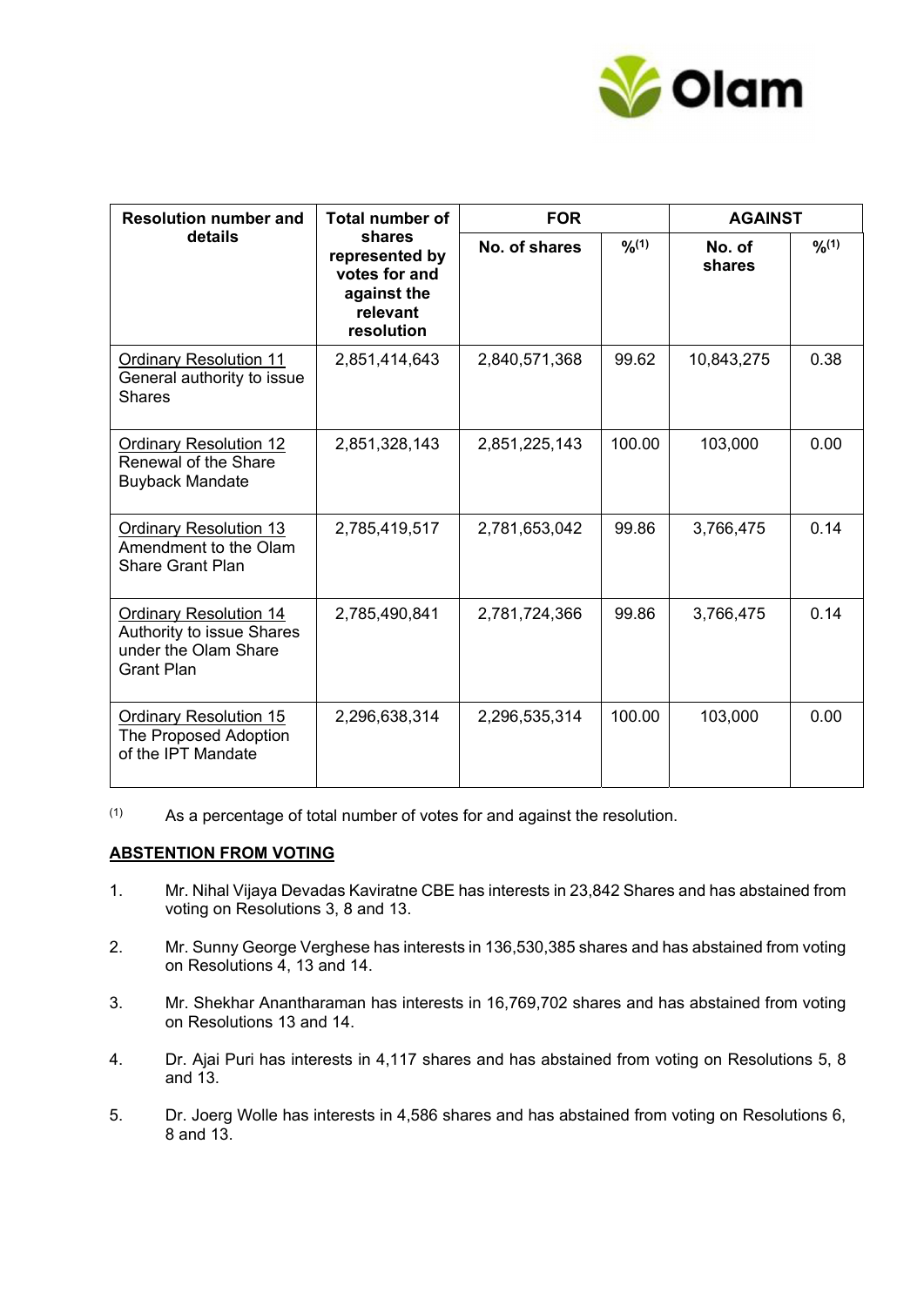| Resolution number and details | Total number of shares represented by votes for and against the relevant resolution | FOR | | AGAINST | |
|---|---|---|---|---|---|
| | | No. of shares | %(1) | No. of shares | %(1) |
| Ordinary Resolution 11 General authority to issue Shares | 2,851,414,643 | 2,840,571,368 | 99.62 | 10,843,275 | 0.38 |
| Ordinary Resolution 12 Renewal of the Share Buyback Mandate | 2,851,328,143 | 2,851,225,143 | 100.00 | 103,000 | 0.00 |
| Ordinary Resolution 13 Amendment to the Olam Share Grant Plan | 2,785,419,517 | 2,781,653,042 | 99.86 | 3,766,475 | 0.14 |
| Ordinary Resolution 14 Authority to issue Shares under the Olam Share Grant Plan | 2,785,490,841 | 2,781,724,366 | 99.86 | 3,766,475 | 0.14 |
| Ordinary Resolution 15 The Proposed Adoption of the IPT Mandate | 2,296,638,314 | 2,296,535,314 | 100.00 | 103,000 | 0.00 |

(1) As a percentage of total number of votes for and against the resolution.

**ABSTENTION FROM VOTING**

1. Mr. Nihal Vijaya Devadas Kaviratne CBE has interests in 23,842 Shares and has abstained from voting on Resolutions 3, 8 and 13.

2. Mr. Sunny George Verghese has interests in 136,530,385 shares and has abstained from voting on Resolutions 4, 13 and 14.

3. Mr. Shekhar Anantharaman has interests in 16,769,702 shares and has abstained from voting on Resolutions 13 and 14.

4. Dr. Ajai Puri has interests in 4,117 shares and has abstained from voting on Resolutions 5, 8 and 13.

5. Dr. Joerg Wolle has interests in 4,586 shares and has abstained from voting on Resolutions 6, 8 and 13.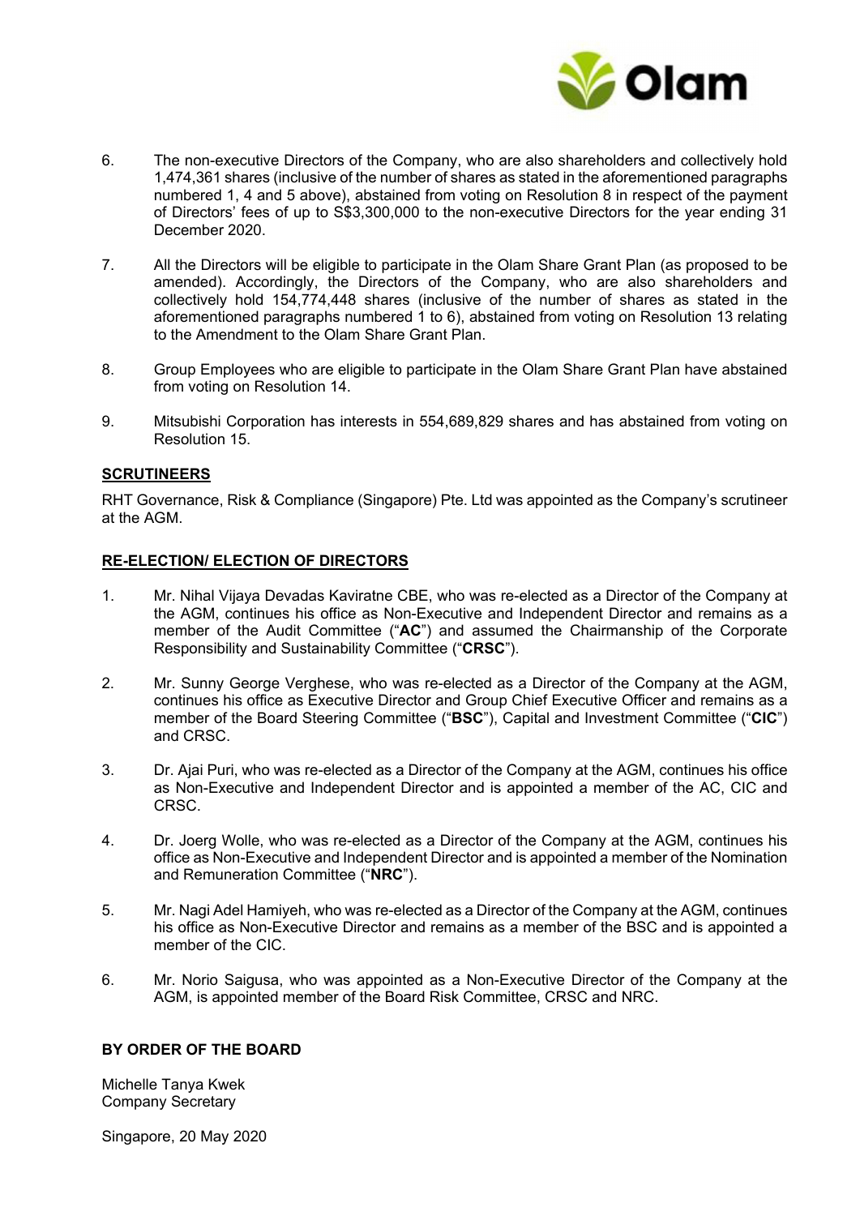6. The non-executive Directors of the Company, who are also shareholders and collectively hold 1,474,361 shares (inclusive of the number of shares as stated in the aforementioned paragraphs numbered 1, 4 and 5 above), abstained from voting on Resolution 8 in respect of the payment of Directors' fees of up to S$3,300,000 to the non-executive Directors for the year ending 31 December 2020.

7. All the Directors will be eligible to participate in the Olam Share Grant Plan (as proposed to be amended). Accordingly, the Directors of the Company, who are also shareholders and collectively hold 154,774,448 shares (inclusive of the number of shares as stated in the aforementioned paragraphs numbered 1 to 6), abstained from voting on Resolution 13 relating to the Amendment to the Olam Share Grant Plan.

8. Group Employees who are eligible to participate in the Olam Share Grant Plan have abstained from voting on Resolution 14.

9. Mitsubishi Corporation has interests in 554,689,829 shares and has abstained from voting on Resolution 15.

## SCRUTINEERS

RHT Governance, Risk & Compliance (Singapore) Pte. Ltd was appointed as the Company's scrutineer at the AGM.

## RE-ELECTION/ ELECTION OF DIRECTORS

1. Mr. Nihal Vijaya Devadas Kaviratne CBE, who was re-elected as a Director of the Company at the AGM, continues his office as Non-Executive and Independent Director and remains as a member of the Audit Committee ("**AC**") and assumed the Chairmanship of the Corporate Responsibility and Sustainability Committee ("**CRSC**").

2. Mr. Sunny George Verghese, who was re-elected as a Director of the Company at the AGM, continues his office as Executive Director and Group Chief Executive Officer and remains as a member of the Board Steering Committee ("**BSC**"), Capital and Investment Committee ("**CIC**") and CRSC.

3. Dr. Ajai Puri, who was re-elected as a Director of the Company at the AGM, continues his office as Non-Executive and Independent Director and is appointed a member of the AC, CIC and CRSC.

4. Dr. Joerg Wolle, who was re-elected as a Director of the Company at the AGM, continues his office as Non-Executive and Independent Director and is appointed a member of the Nomination and Remuneration Committee ("**NRC**").

5. Mr. Nagi Adel Hamiyeh, who was re-elected as a Director of the Company at the AGM, continues his office as Non-Executive Director and remains as a member of the BSC and is appointed a member of the CIC.

6. Mr. Norio Saigusa, who was appointed as a Non-Executive Director of the Company at the AGM, is appointed member of the Board Risk Committee, CRSC and NRC.

**BY ORDER OF THE BOARD**

Michelle Tanya Kwek
Company Secretary

Singapore, 20 May 2020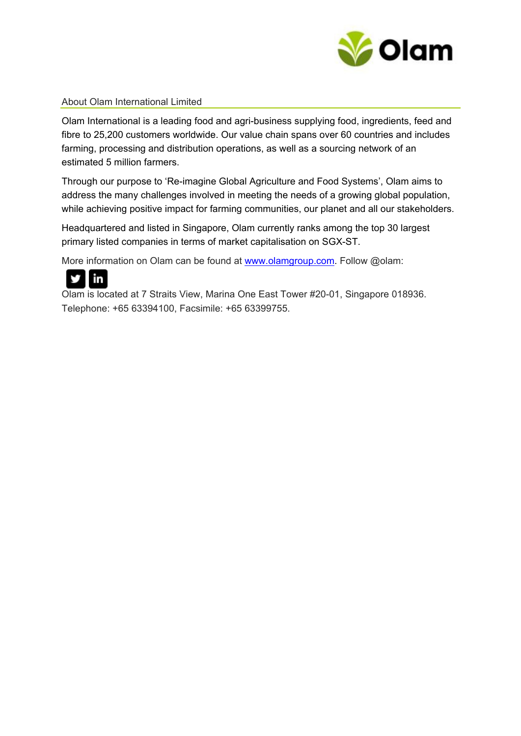## About Olam International Limited

Olam International is a leading food and agri-business supplying food, ingredients, feed and fibre to 25,200 customers worldwide. Our value chain spans over 60 countries and includes farming, processing and distribution operations, as well as a sourcing network of an estimated 5 million farmers.

Through our purpose to 'Re-imagine Global Agriculture and Food Systems', Olam aims to address the many challenges involved in meeting the needs of a growing global population, while achieving positive impact for farming communities, our planet and all our stakeholders.

Headquartered and listed in Singapore, Olam currently ranks among the top 30 largest primary listed companies in terms of market capitalisation on SGX-ST.

More information on Olam can be found at [www.olamgroup.com](http://www.olamgroup.com). Follow @olam:

Olam is located at 7 Straits View, Marina One East Tower #20-01, Singapore 018936. Telephone: +65 63394100, Facsimile: +65 63399755.